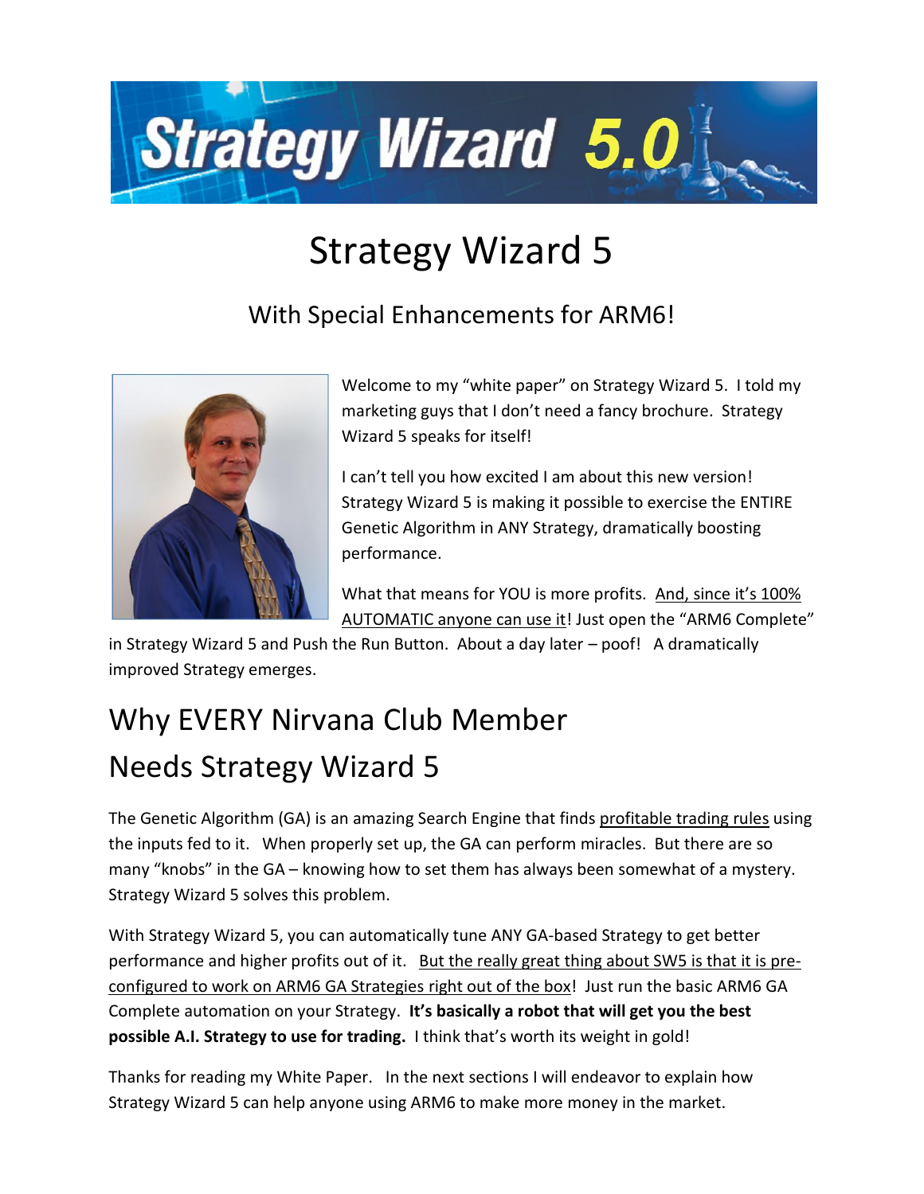# Strategy Wizard 5

## With Special Enhancements for ARM6!

Welcome to my "white paper" on Strategy Wizard 5. I told my marketing guys that I don't need a fancy brochure. Strategy Wizard 5 speaks for itself!

I can't tell you how excited I am about this new version! Strategy Wizard 5 is making it possible to exercise the ENTIRE Genetic Algorithm in ANY Strategy, dramatically boosting performance.

What that means for YOU is more profits. And, since it's 100% AUTOMATIC anyone can use it! Just open the "ARM6 Complete" in Strategy Wizard 5 and Push the Run Button. About a day later – poof! A dramatically improved Strategy emerges.

## Why EVERY Nirvana Club Member Needs Strategy Wizard 5

The Genetic Algorithm (GA) is an amazing Search Engine that finds profitable trading rules using the inputs fed to it. When properly set up, the GA can perform miracles. But there are so many "knobs" in the GA – knowing how to set them has always been somewhat of a mystery. Strategy Wizard 5 solves this problem.

With Strategy Wizard 5, you can automatically tune ANY GA-based Strategy to get better performance and higher profits out of it. But the really great thing about SW5 is that it is pre-configured to work on ARM6 GA Strategies right out of the box! Just run the basic ARM6 GA Complete automation on your Strategy. **It's basically a robot that will get you the best possible A.I. Strategy to use for trading.** I think that's worth its weight in gold!

Thanks for reading my White Paper. In the next sections I will endeavor to explain how Strategy Wizard 5 can help anyone using ARM6 to make more money in the market.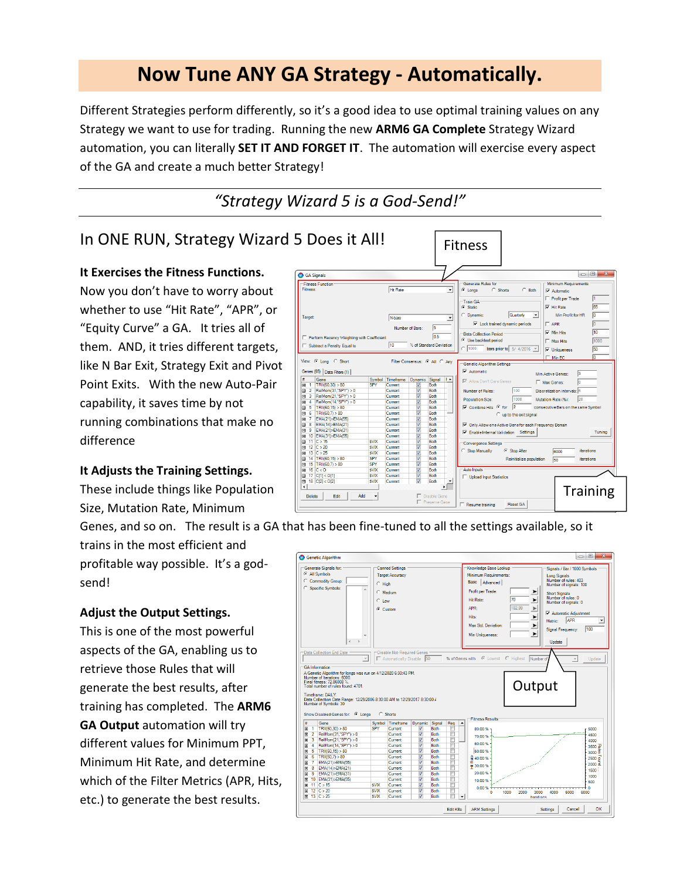# Now Tune ANY GA Strategy - Automatically.

Different Strategies perform differently, so it's a good idea to use optimal training values on any Strategy we want to use for trading. Running the new **ARM6 GA Complete** Strategy Wizard automation, you can literally **SET IT AND FORGET IT**. The automation will exercise every aspect of the GA and create a much better Strategy!

---

*"Strategy Wizard 5 is a God-Send!"*

---

## In ONE RUN, Strategy Wizard 5 Does it All!

**It Exercises the Fitness Functions.**

Now you don't have to worry about whether to use "Hit Rate", "APR", or "Equity Curve" a GA. It tries all of them. AND, it tries different targets, like N Bar Exit, Strategy Exit and Pivot Point Exits. With the new Auto-Pair capability, it saves time by not running combinations that make no difference

**It Adjusts the Training Settings.**

These include things like Population Size, Mutation Rate, Minimum Genes, and so on. The result is a GA that has been fine-tuned to all the settings available, so it trains in the most efficient and profitable way possible. It's a god-send!

**Adjust the Output Settings.**

This is one of the most powerful aspects of the GA, enabling us to retrieve those Rules that will generate the best results, after training has completed. The **ARM6 GA Output** automation will try different values for Minimum PPT, Minimum Hit Rate, and determine which of the Filter Metrics (APR, Hits, etc.) to generate the best results.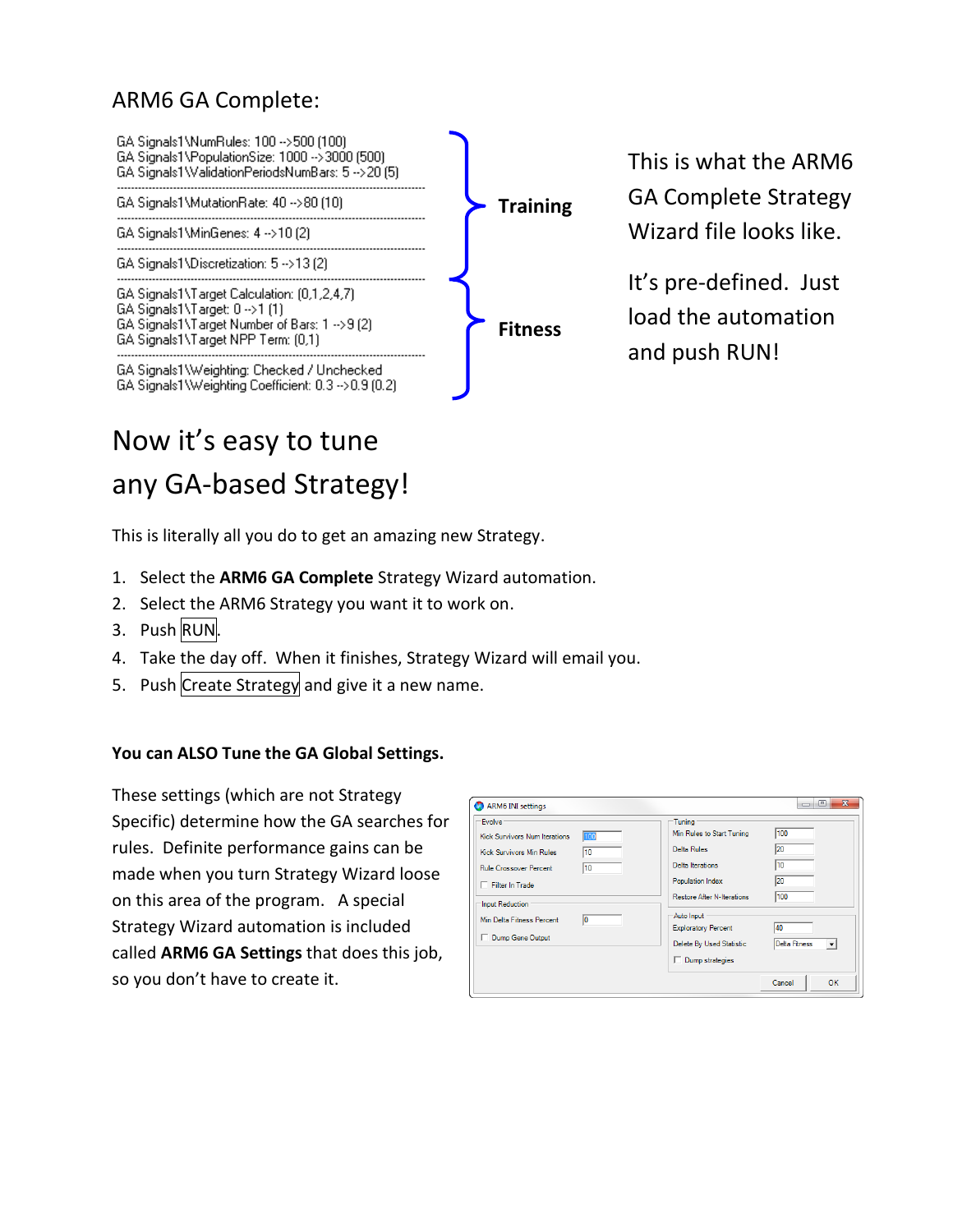## ARM6 GA Complete:

```
GA Signals1\NumRules: 100 -->500 (100)
GA Signals1\PopulationSize: 1000 -->3000 (500)
GA Signals1\ValidationPeriodsNumBars: 5 -->20 (5)
-----------------------------------------------
GA Signals1\MutationRate: 40 -->80 (10)
-----------------------------------------------
GA Signals1\MinGenes: 4 -->10 (2)
-----------------------------------------------
GA Signals1\Discretization: 5 -->13 (2)
-----------------------------------------------
GA Signals1\Target Calculation: (0,1,2,4,7)
GA Signals1\Target: 0 -->1 (1)
GA Signals1\Target Number of Bars: 1 -->9 (2)
GA Signals1\Target NPP Term: (0,1)
-----------------------------------------------
GA Signals1\Weighting: Checked / Unchecked
GA Signals1\Weighting Coefficient: 0.3 -->0.9 (0.2)
```

**Training**

**Fitness**

This is what the ARM6 GA Complete Strategy Wizard file looks like.

It's pre-defined. Just load the automation and push RUN!

# Now it's easy to tune any GA-based Strategy!

This is literally all you do to get an amazing new Strategy.

1. Select the **ARM6 GA Complete** Strategy Wizard automation.
2. Select the ARM6 Strategy you want it to work on.
3. Push RUN.
4. Take the day off. When it finishes, Strategy Wizard will email you.
5. Push Create Strategy and give it a new name.

**You can ALSO Tune the GA Global Settings.**

These settings (which are not Strategy Specific) determine how the GA searches for rules. Definite performance gains can be made when you turn Strategy Wizard loose on this area of the program. A special Strategy Wizard automation is included called **ARM6 GA Settings** that does this job, so you don't have to create it.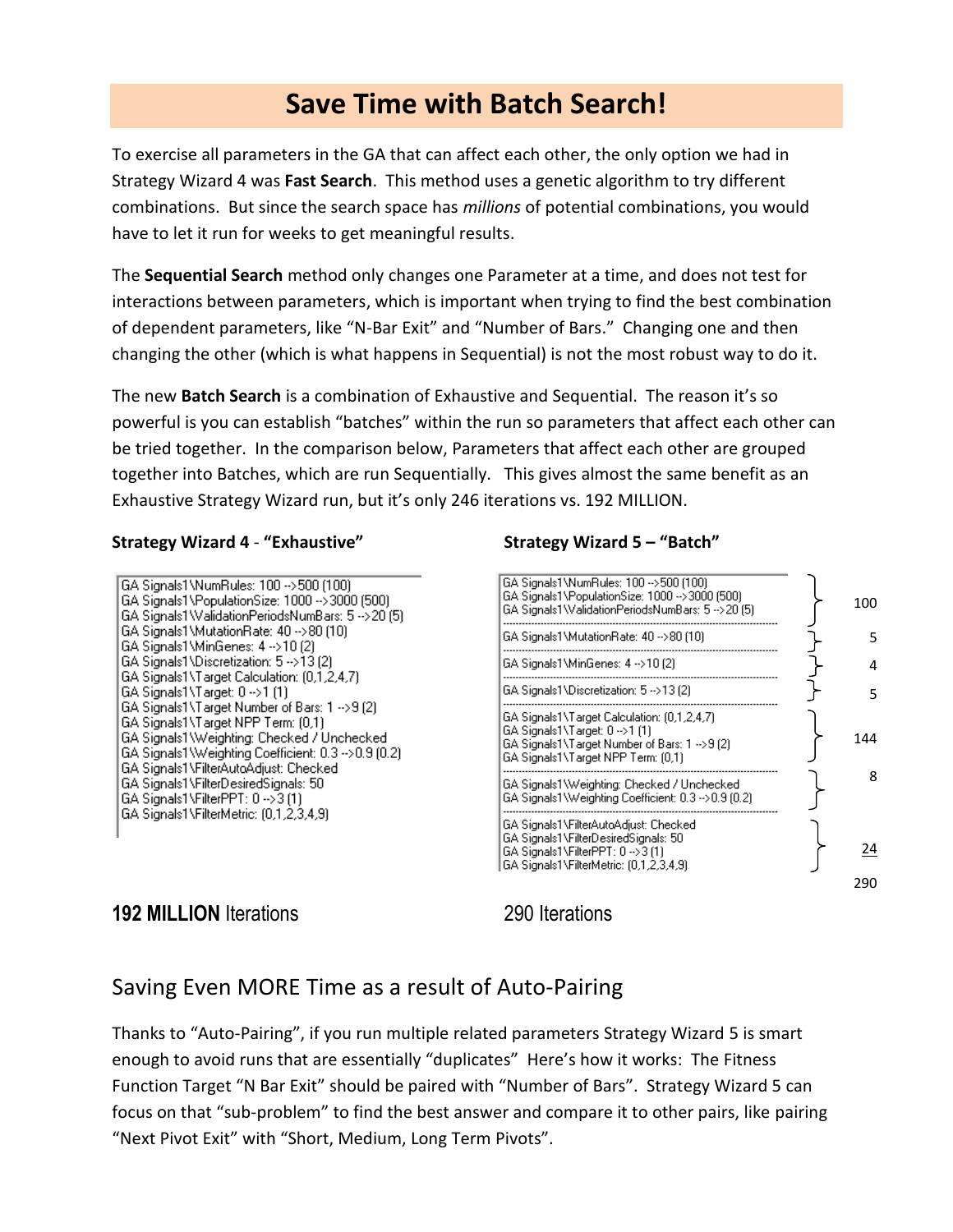# Save Time with Batch Search!

To exercise all parameters in the GA that can affect each other, the only option we had in Strategy Wizard 4 was **Fast Search**. This method uses a genetic algorithm to try different combinations. But since the search space has *millions* of potential combinations, you would have to let it run for weeks to get meaningful results.

The **Sequential Search** method only changes one Parameter at a time, and does not test for interactions between parameters, which is important when trying to find the best combination of dependent parameters, like "N-Bar Exit" and "Number of Bars." Changing one and then changing the other (which is what happens in Sequential) is not the most robust way to do it.

The new **Batch Search** is a combination of Exhaustive and Sequential. The reason it's so powerful is you can establish "batches" within the run so parameters that affect each other can be tried together. In the comparison below, Parameters that affect each other are grouped together into Batches, which are run Sequentially. This gives almost the same benefit as an Exhaustive Strategy Wizard run, but it's only 246 iterations vs. 192 MILLION.

**Strategy Wizard 4 - "Exhaustive"**

```
GA Signals1\NumRules: 100 -->500 (100)
GA Signals1\PopulationSize: 1000 -->3000 (500)
GA Signals1\ValidationPeriodsNumBars: 5 -->20 (5)
GA Signals1\MutationRate: 40 -->80 (10)
GA Signals1\MinGenes: 4 -->10 (2)
GA Signals1\Discretization: 5 -->13 (2)
GA Signals1\Target Calculation: (0,1,2,4,7)
GA Signals1\Target: 0 -->1 (1)
GA Signals1\Target Number of Bars: 1 -->9 (2)
GA Signals1\Target NPP Term: (0,1)
GA Signals1\Weighting: Checked / Unchecked
GA Signals1\Weighting Coefficient: 0.3 -->0.9 (0.2)
GA Signals1\FilterAutoAdjust: Checked
GA Signals1\FilterDesiredSignals: 50
GA Signals1\FilterPPT: 0 -->3 (1)
GA Signals1\FilterMetric: (0,1,2,3,4,9)
```

**192 MILLION** Iterations

**Strategy Wizard 5 – "Batch"**

| Batch | Iterations |
|---|---|
| GA Signals1\NumRules: 100 -->500 (100)<br>GA Signals1\PopulationSize: 1000 -->3000 (500)<br>GA Signals1\ValidationPeriodsNumBars: 5 -->20 (5) | 100 |
| GA Signals1\MutationRate: 40 -->80 (10) | 5 |
| GA Signals1\MinGenes: 4 -->10 (2) | 4 |
| GA Signals1\Discretization: 5 -->13 (2) | 5 |
| GA Signals1\Target Calculation: (0,1,2,4,7)<br>GA Signals1\Target: 0 -->1 (1)<br>GA Signals1\Target Number of Bars: 1 -->9 (2)<br>GA Signals1\Target NPP Term: (0,1) | 144 |
| GA Signals1\Weighting: Checked / Unchecked<br>GA Signals1\Weighting Coefficient: 0.3 -->0.9 (0.2) | 8 |
| GA Signals1\FilterAutoAdjust: Checked<br>GA Signals1\FilterDesiredSignals: 50<br>GA Signals1\FilterPPT: 0 -->3 (1)<br>GA Signals1\FilterMetric: (0,1,2,3,4,9) | 24 |
| | 290 |

290 Iterations

## Saving Even MORE Time as a result of Auto-Pairing

Thanks to "Auto-Pairing", if you run multiple related parameters Strategy Wizard 5 is smart enough to avoid runs that are essentially "duplicates" Here's how it works: The Fitness Function Target "N Bar Exit" should be paired with "Number of Bars". Strategy Wizard 5 can focus on that "sub-problem" to find the best answer and compare it to other pairs, like pairing "Next Pivot Exit" with "Short, Medium, Long Term Pivots".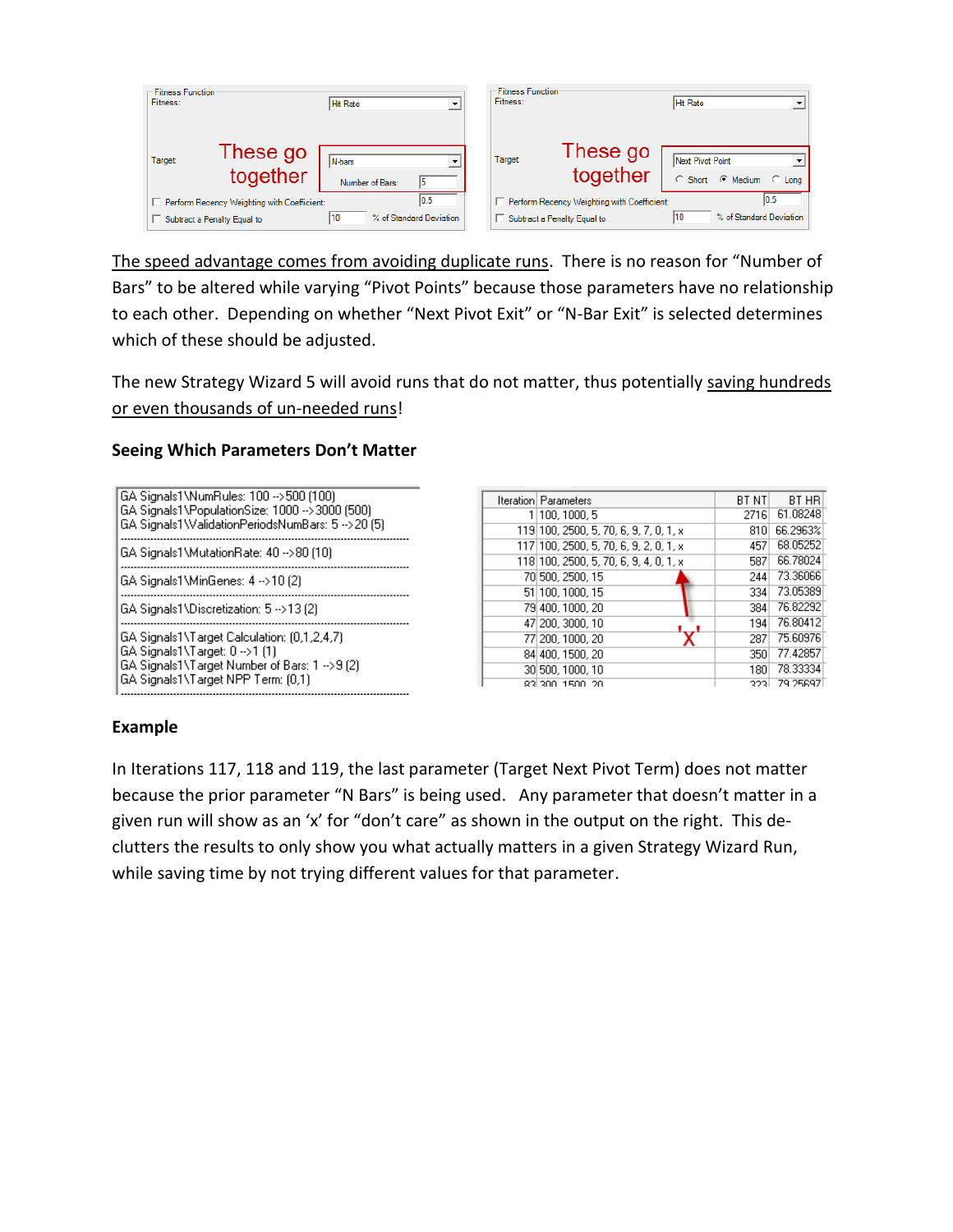| Fitness Function | |
|---|---|
| Fitness: | Hit Rate |
| Target | N-bars |
| These go together | Number of Bars: 5 |
| Perform Recency Weighting with Coefficient: | 0.5 |
| Subtract a Penalty Equal to | 10 % of Standard Deviation |

| Fitness Function | |
|---|---|
| Fitness: | Hit Rate |
| Target | Next Pivot Point |
| These go together | Short / Medium (selected) / Long |
| Perform Recency Weighting with Coefficient: | 0.5 |
| Subtract a Penalty Equal to | 10 % of Standard Deviation |

<u>The speed advantage comes from avoiding duplicate runs</u>. There is no reason for "Number of Bars" to be altered while varying "Pivot Points" because those parameters have no relationship to each other. Depending on whether "Next Pivot Exit" or "N-Bar Exit" is selected determines which of these should be adjusted.

The new Strategy Wizard 5 will avoid runs that do not matter, thus potentially <u>saving hundreds or even thousands of un-needed runs</u>!

**Seeing Which Parameters Don't Matter**

```
GA Signals1\NumRules: 100 -->500 (100)
GA Signals1\PopulationSize: 1000 -->3000 (500)
GA Signals1\ValidationPeriodsNumBars: 5 -->20 (5)
-----------------------------------------------
GA Signals1\MutationRate: 40 -->80 (10)
-----------------------------------------------
GA Signals1\MinGenes: 4 -->10 (2)
-----------------------------------------------
GA Signals1\Discretization: 5 -->13 (2)
-----------------------------------------------
GA Signals1\Target Calculation: (0,1,2,4,7)
GA Signals1\Target: 0 -->1 (1)
GA Signals1\Target Number of Bars: 1 -->9 (2)
GA Signals1\Target NPP Term: (0,1)
-----------------------------------------------
```

| Iteration | Parameters | BT NT | BT HR |
|---|---|---|---|
| 1 | 100, 1000, 5 | 2716 | 61.08248 |
| 119 | 100, 2500, 5, 70, 6, 9, 7, 0, 1, x | 810 | 66.2963% |
| 117 | 100, 2500, 5, 70, 6, 9, 2, 0, 1, x | 457 | 68.05252 |
| 118 | 100, 2500, 5, 70, 6, 9, 4, 0, 1, x | 587 | 66.78024 |
| 70 | 500, 2500, 15 | 244 | 73.36066 |
| 51 | 100, 1000, 15 | 334 | 73.05389 |
| 79 | 400, 1000, 20 | 384 | 76.82292 |
| 47 | 200, 3000, 10 | 194 | 76.80412 |
| 77 | 200, 1000, 20 | 287 | 75.60976 |
| 84 | 400, 1500, 20 | 350 | 77.42857 |
| 30 | 500, 1000, 10 | 180 | 78.33334 |
| 83 | 300, 1500, 20 | 323 | 79.25697 |

'x'

**Example**

In Iterations 117, 118 and 119, the last parameter (Target Next Pivot Term) does not matter because the prior parameter "N Bars" is being used. Any parameter that doesn't matter in a given run will show as an 'x' for "don't care" as shown in the output on the right. This de-clutters the results to only show you what actually matters in a given Strategy Wizard Run, while saving time by not trying different values for that parameter.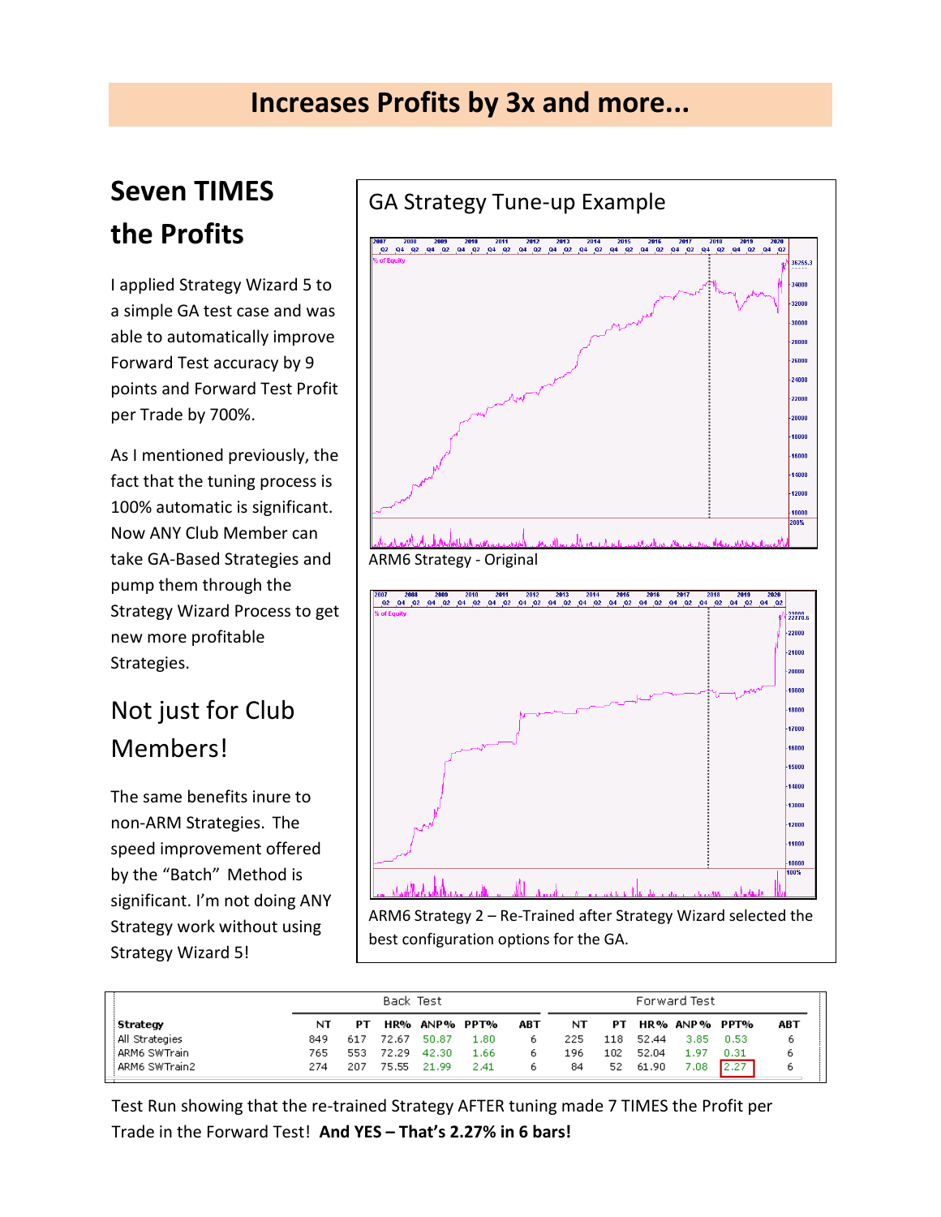# Increases Profits by 3x and more...

## Seven TIMES the Profits

I applied Strategy Wizard 5 to a simple GA test case and was able to automatically improve Forward Test accuracy by 9 points and Forward Test Profit per Trade by 700%.

As I mentioned previously, the fact that the tuning process is 100% automatic is significant. Now ANY Club Member can take GA-Based Strategies and pump them through the Strategy Wizard Process to get new more profitable Strategies.

## Not just for Club Members!

The same benefits inure to non-ARM Strategies. The speed improvement offered by the “Batch” Method is significant. I’m not doing ANY Strategy work without using Strategy Wizard 5!

### GA Strategy Tune-up Example

ARM6 Strategy - Original

ARM6 Strategy 2 – Re-Trained after Strategy Wizard selected the best configuration options for the GA.

| | Back Test | | | | | | Forward Test | | | | | |
|---|---|---|---|---|---|---|---|---|---|---|---|---|
| **Strategy** | **NT** | **PT** | **HR%** | **ANP%** | **PPT%** | **ABT** | **NT** | **PT** | **HR%** | **ANP%** | **PPT%** | **ABT** |
| All Strategies | 849 | 617 | 72.67 | 50.87 | 1.80 | 6 | 225 | 118 | 52.44 | 3.85 | 0.53 | 6 |
| ARM6 SWTrain | 765 | 553 | 72.29 | 42.30 | 1.66 | 6 | 196 | 102 | 52.04 | 1.97 | 0.31 | 6 |
| ARM6 SWTrain2 | 274 | 207 | 75.55 | 21.99 | 2.41 | 6 | 84 | 52 | 61.90 | 7.08 | 2.27 | 6 |

Test Run showing that the re-trained Strategy AFTER tuning made 7 TIMES the Profit per Trade in the Forward Test! **And YES – That’s 2.27% in 6 bars!**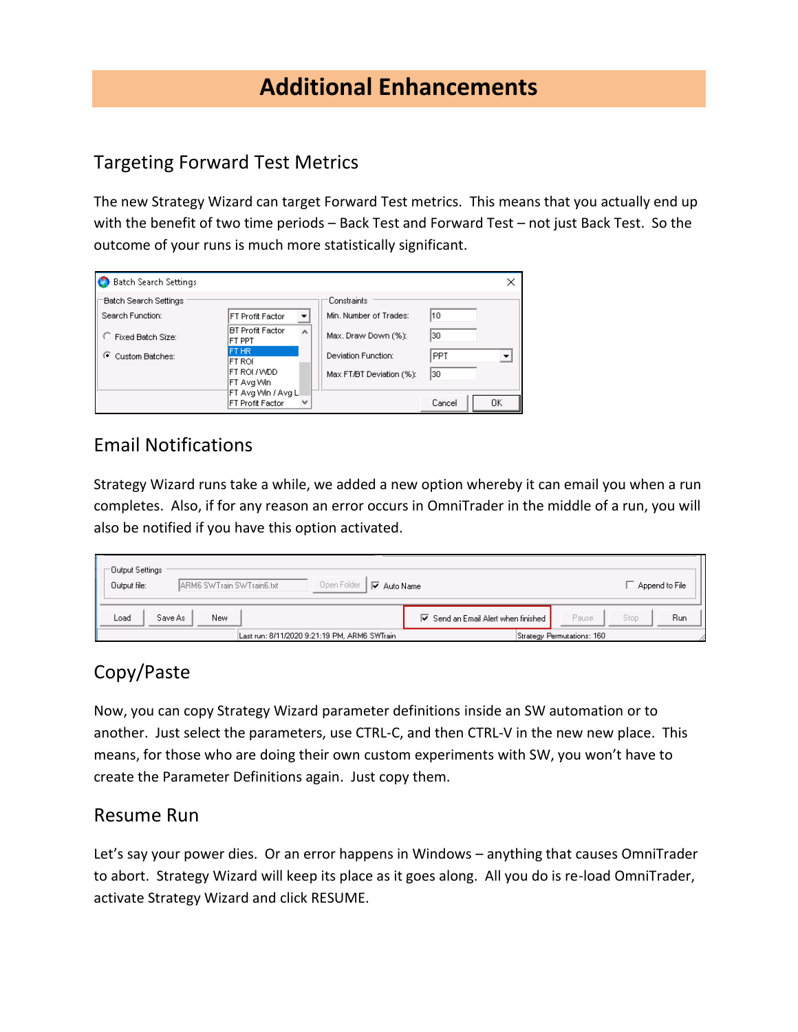# Additional Enhancements

## Targeting Forward Test Metrics

The new Strategy Wizard can target Forward Test metrics. This means that you actually end up with the benefit of two time periods – Back Test and Forward Test – not just Back Test. So the outcome of your runs is much more statistically significant.

## Email Notifications

Strategy Wizard runs take a while, we added a new option whereby it can email you when a run completes. Also, if for any reason an error occurs in OmniTrader in the middle of a run, you will also be notified if you have this option activated.

## Copy/Paste

Now, you can copy Strategy Wizard parameter definitions inside an SW automation or to another. Just select the parameters, use CTRL-C, and then CTRL-V in the new new place. This means, for those who are doing their own custom experiments with SW, you won't have to create the Parameter Definitions again. Just copy them.

## Resume Run

Let's say your power dies. Or an error happens in Windows – anything that causes OmniTrader to abort. Strategy Wizard will keep its place as it goes along. All you do is re-load OmniTrader, activate Strategy Wizard and click RESUME.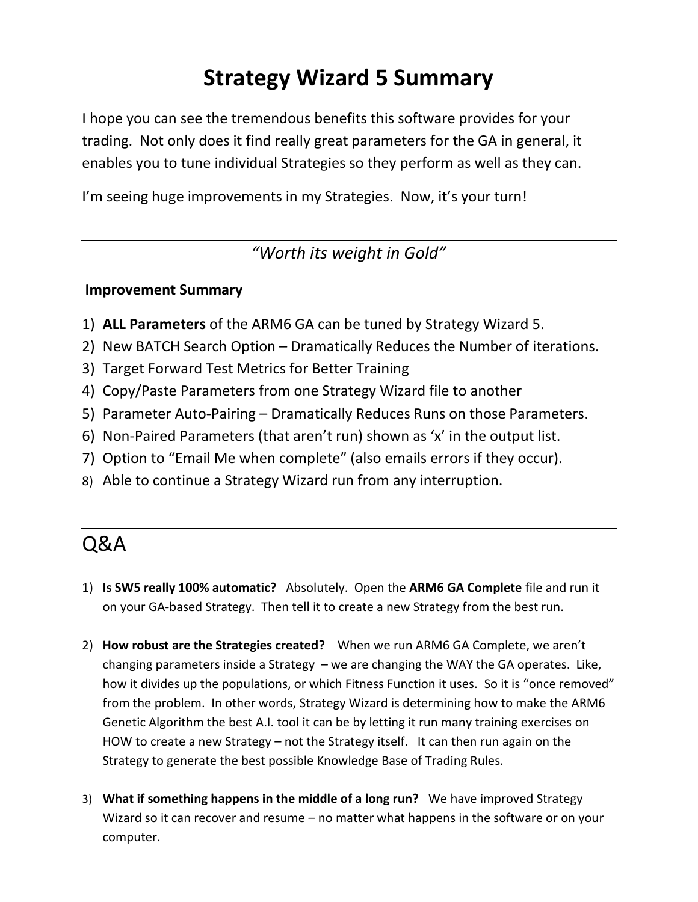# Strategy Wizard 5 Summary

I hope you can see the tremendous benefits this software provides for your trading. Not only does it find really great parameters for the GA in general, it enables you to tune individual Strategies so they perform as well as they can.

I'm seeing huge improvements in my Strategies. Now, it's your turn!

---

*"Worth its weight in Gold"*

---

**Improvement Summary**

1) **ALL Parameters** of the ARM6 GA can be tuned by Strategy Wizard 5.
2) New BATCH Search Option – Dramatically Reduces the Number of iterations.
3) Target Forward Test Metrics for Better Training
4) Copy/Paste Parameters from one Strategy Wizard file to another
5) Parameter Auto-Pairing – Dramatically Reduces Runs on those Parameters.
6) Non-Paired Parameters (that aren't run) shown as 'x' in the output list.
7) Option to "Email Me when complete" (also emails errors if they occur).
8) Able to continue a Strategy Wizard run from any interruption.

## Q&A

1) **Is SW5 really 100% automatic?** Absolutely. Open the **ARM6 GA Complete** file and run it on your GA-based Strategy. Then tell it to create a new Strategy from the best run.

2) **How robust are the Strategies created?** When we run ARM6 GA Complete, we aren't changing parameters inside a Strategy – we are changing the WAY the GA operates. Like, how it divides up the populations, or which Fitness Function it uses. So it is "once removed" from the problem. In other words, Strategy Wizard is determining how to make the ARM6 Genetic Algorithm the best A.I. tool it can be by letting it run many training exercises on HOW to create a new Strategy – not the Strategy itself. It can then run again on the Strategy to generate the best possible Knowledge Base of Trading Rules.

3) **What if something happens in the middle of a long run?** We have improved Strategy Wizard so it can recover and resume – no matter what happens in the software or on your computer.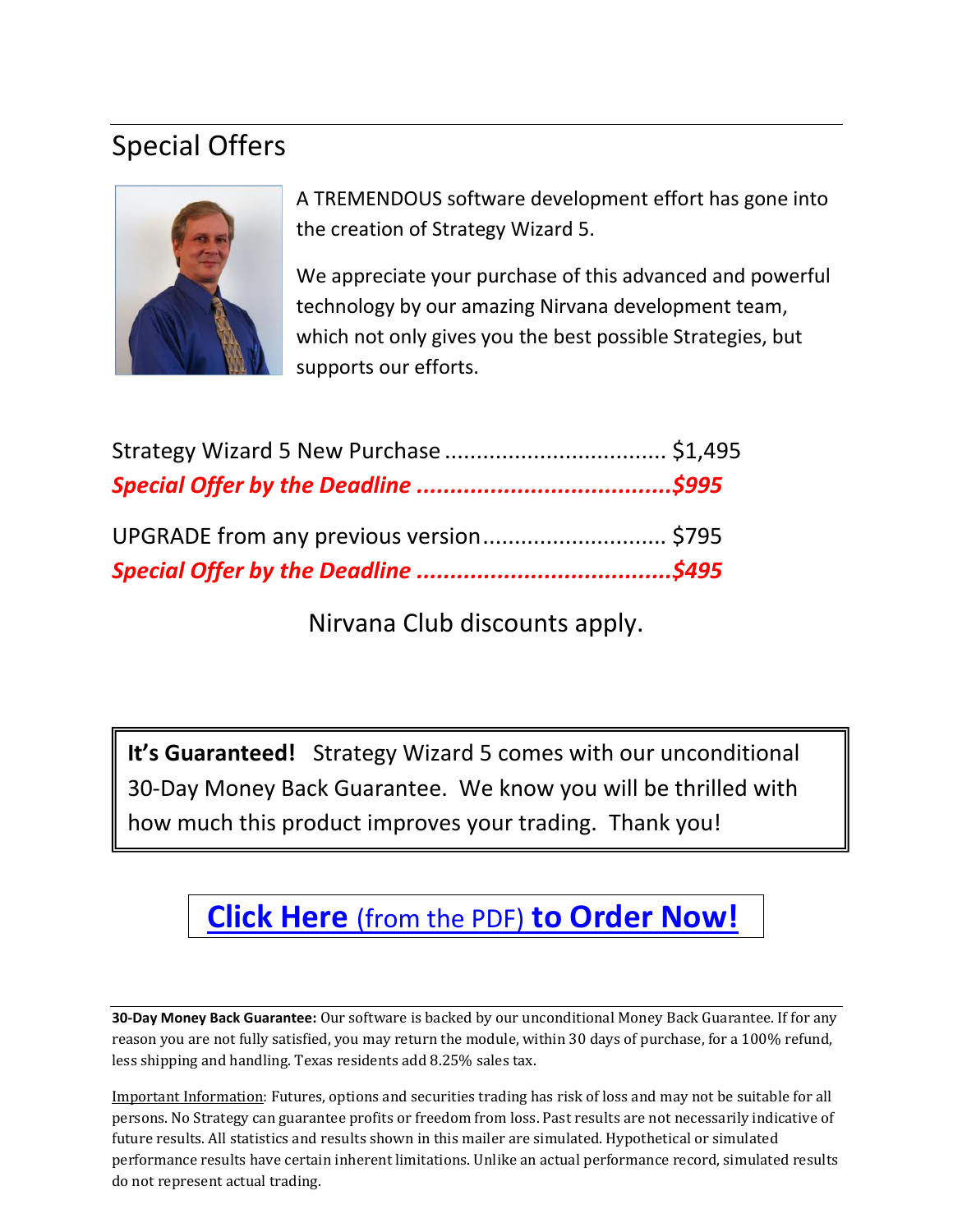## Special Offers

A TREMENDOUS software development effort has gone into the creation of Strategy Wizard 5.

We appreciate your purchase of this advanced and powerful technology by our amazing Nirvana development team, which not only gives you the best possible Strategies, but supports our efforts.

Strategy Wizard 5 New Purchase .................................. $1,495

***Special Offer by the Deadline ......................................$995***

UPGRADE from any previous version............................. $795

***Special Offer by the Deadline ......................................$495***

Nirvana Club discounts apply.

> **It's Guaranteed!** Strategy Wizard 5 comes with our unconditional 30-Day Money Back Guarantee. We know you will be thrilled with how much this product improves your trading. Thank you!

**Click Here** (from the PDF) **to Order Now!**

---

**30-Day Money Back Guarantee:** Our software is backed by our unconditional Money Back Guarantee. If for any reason you are not fully satisfied, you may return the module, within 30 days of purchase, for a 100% refund, less shipping and handling. Texas residents add 8.25% sales tax.

Important Information: Futures, options and securities trading has risk of loss and may not be suitable for all persons. No Strategy can guarantee profits or freedom from loss. Past results are not necessarily indicative of future results. All statistics and results shown in this mailer are simulated. Hypothetical or simulated performance results have certain inherent limitations. Unlike an actual performance record, simulated results do not represent actual trading.